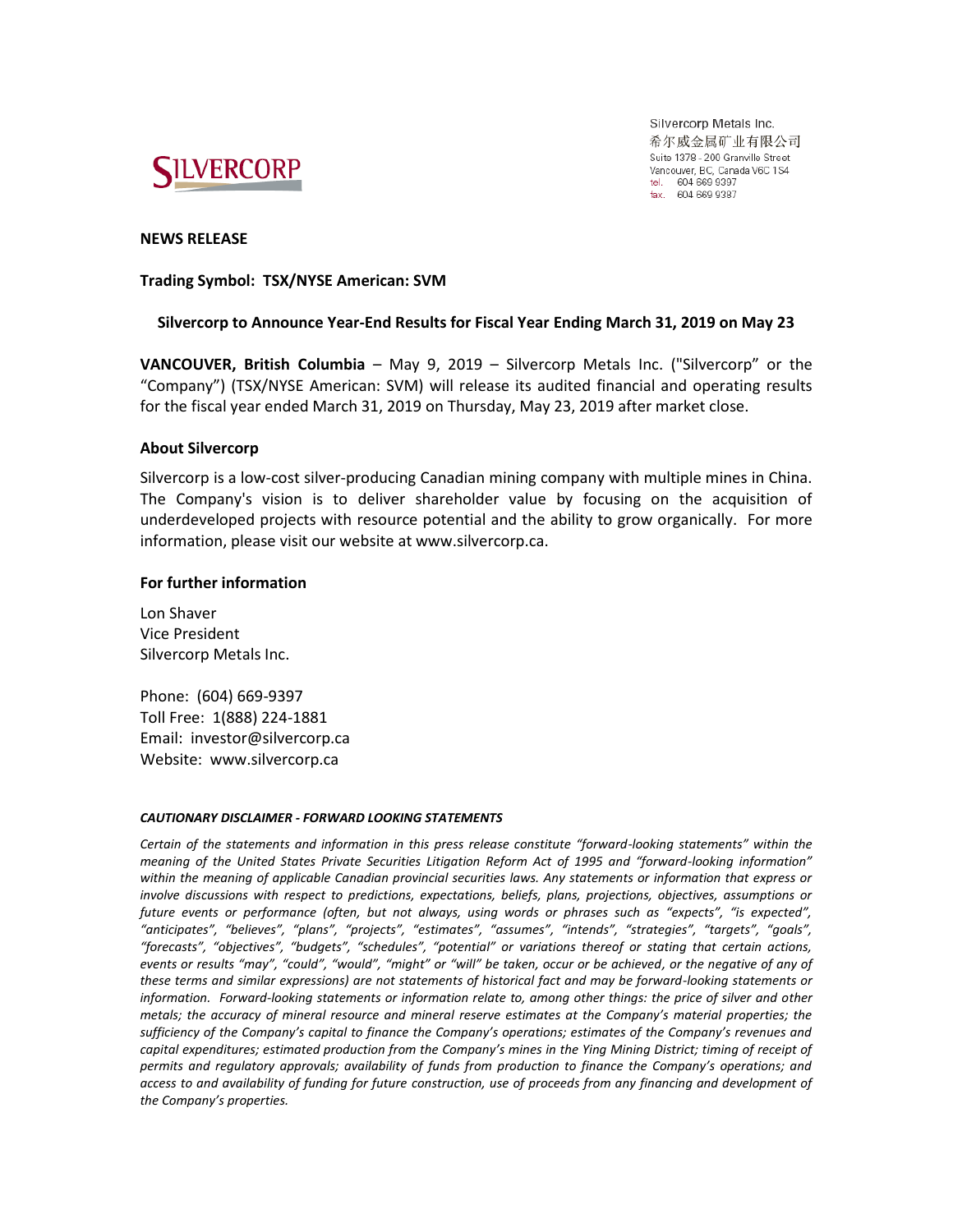Silvercorp Metals Inc.
希尔威金属矿业有限公司
Suite 1378 - 200 Granville Street
Vancouver, BC, Canada V6C 1S4
tel. 604 669 9397
fax. 604 669 9387

**NEWS RELEASE**

**Trading Symbol: TSX/NYSE American: SVM**

## Silvercorp to Announce Year-End Results for Fiscal Year Ending March 31, 2019 on May 23

**VANCOUVER, British Columbia** – May 9, 2019 – Silvercorp Metals Inc. ("Silvercorp" or the "Company") (TSX/NYSE American: SVM) will release its audited financial and operating results for the fiscal year ended March 31, 2019 on Thursday, May 23, 2019 after market close.

### About Silvercorp

Silvercorp is a low-cost silver-producing Canadian mining company with multiple mines in China. The Company's vision is to deliver shareholder value by focusing on the acquisition of underdeveloped projects with resource potential and the ability to grow organically. For more information, please visit our website at www.silvercorp.ca.

### For further information

Lon Shaver
Vice President
Silvercorp Metals Inc.

Phone: (604) 669-9397
Toll Free: 1(888) 224-1881
Email: investor@silvercorp.ca
Website: www.silvercorp.ca

***CAUTIONARY DISCLAIMER - FORWARD LOOKING STATEMENTS***

*Certain of the statements and information in this press release constitute "forward-looking statements" within the meaning of the United States Private Securities Litigation Reform Act of 1995 and "forward-looking information" within the meaning of applicable Canadian provincial securities laws. Any statements or information that express or involve discussions with respect to predictions, expectations, beliefs, plans, projections, objectives, assumptions or future events or performance (often, but not always, using words or phrases such as "expects", "is expected", "anticipates", "believes", "plans", "projects", "estimates", "assumes", "intends", "strategies", "targets", "goals", "forecasts", "objectives", "budgets", "schedules", "potential" or variations thereof or stating that certain actions, events or results "may", "could", "would", "might" or "will" be taken, occur or be achieved, or the negative of any of these terms and similar expressions) are not statements of historical fact and may be forward-looking statements or information. Forward-looking statements or information relate to, among other things: the price of silver and other metals; the accuracy of mineral resource and mineral reserve estimates at the Company's material properties; the sufficiency of the Company's capital to finance the Company's operations; estimates of the Company's revenues and capital expenditures; estimated production from the Company's mines in the Ying Mining District; timing of receipt of permits and regulatory approvals; availability of funds from production to finance the Company's operations; and access to and availability of funding for future construction, use of proceeds from any financing and development of the Company's properties.*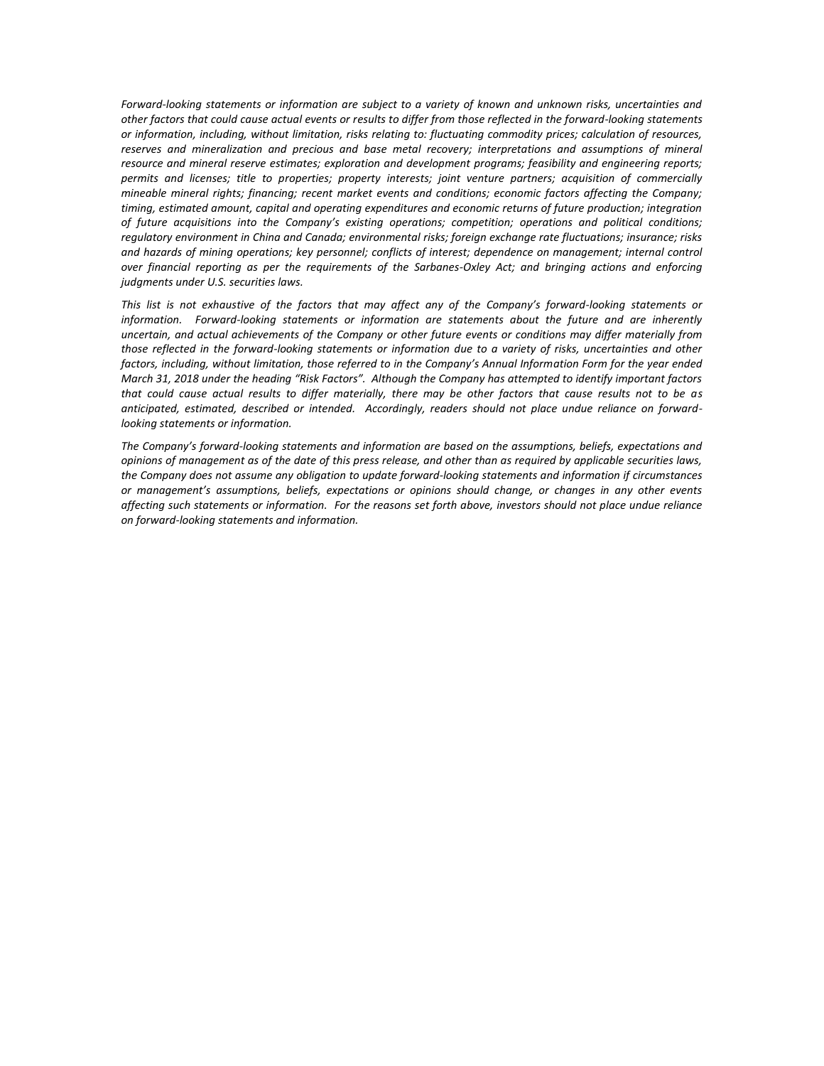*Forward-looking statements or information are subject to a variety of known and unknown risks, uncertainties and other factors that could cause actual events or results to differ from those reflected in the forward-looking statements or information, including, without limitation, risks relating to: fluctuating commodity prices; calculation of resources, reserves and mineralization and precious and base metal recovery; interpretations and assumptions of mineral resource and mineral reserve estimates; exploration and development programs; feasibility and engineering reports; permits and licenses; title to properties; property interests; joint venture partners; acquisition of commercially mineable mineral rights; financing; recent market events and conditions; economic factors affecting the Company; timing, estimated amount, capital and operating expenditures and economic returns of future production; integration of future acquisitions into the Company's existing operations; competition; operations and political conditions; regulatory environment in China and Canada; environmental risks; foreign exchange rate fluctuations; insurance; risks and hazards of mining operations; key personnel; conflicts of interest; dependence on management; internal control over financial reporting as per the requirements of the Sarbanes-Oxley Act; and bringing actions and enforcing judgments under U.S. securities laws.*

*This list is not exhaustive of the factors that may affect any of the Company's forward-looking statements or information. Forward-looking statements or information are statements about the future and are inherently uncertain, and actual achievements of the Company or other future events or conditions may differ materially from those reflected in the forward-looking statements or information due to a variety of risks, uncertainties and other factors, including, without limitation, those referred to in the Company's Annual Information Form for the year ended March 31, 2018 under the heading "Risk Factors". Although the Company has attempted to identify important factors that could cause actual results to differ materially, there may be other factors that cause results not to be as anticipated, estimated, described or intended. Accordingly, readers should not place undue reliance on forward-looking statements or information.*

*The Company's forward-looking statements and information are based on the assumptions, beliefs, expectations and opinions of management as of the date of this press release, and other than as required by applicable securities laws, the Company does not assume any obligation to update forward-looking statements and information if circumstances or management's assumptions, beliefs, expectations or opinions should change, or changes in any other events affecting such statements or information. For the reasons set forth above, investors should not place undue reliance on forward-looking statements and information.*